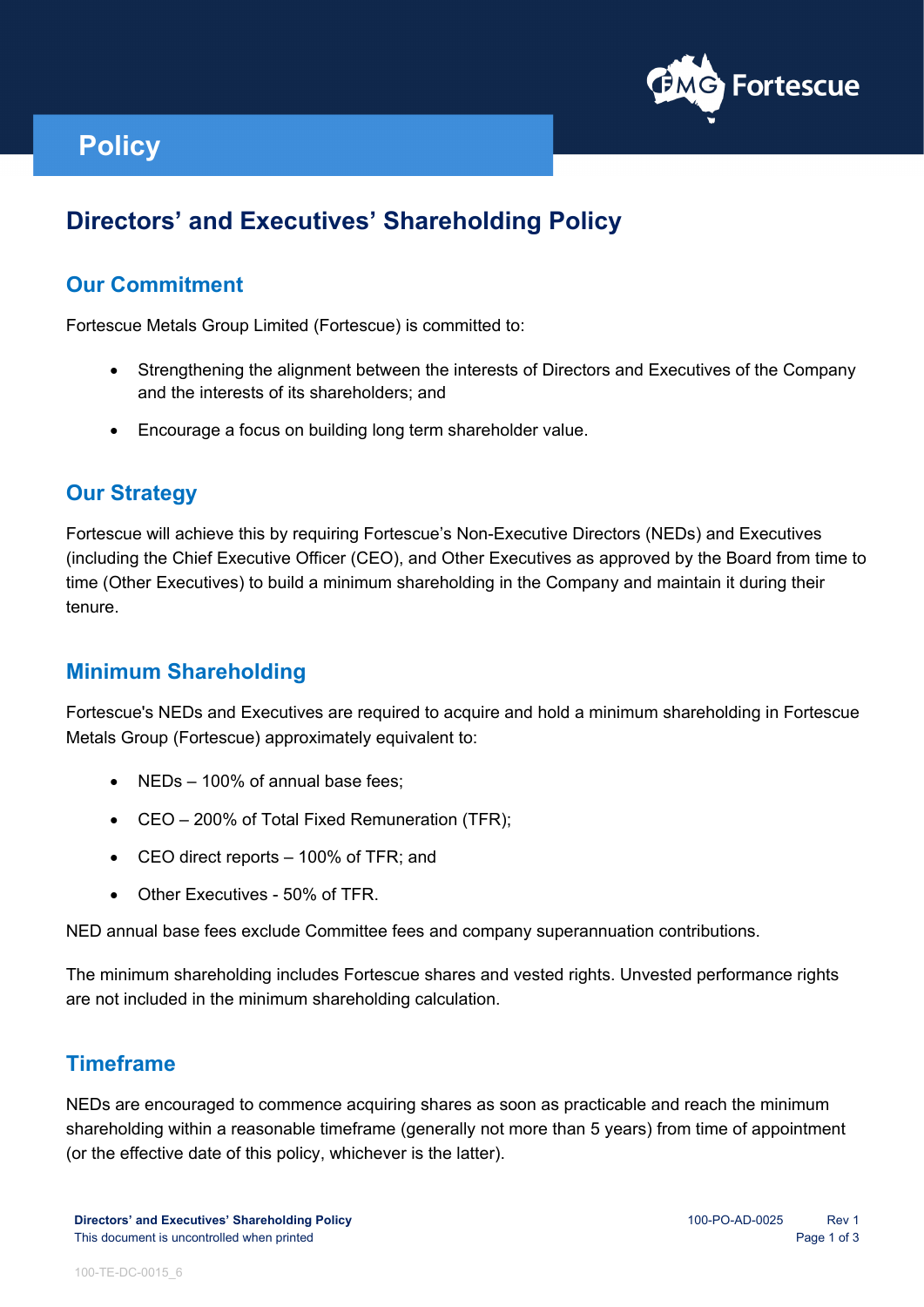# Policy

# Directors' and Executives' Shareholding Policy

## Our Commitment

Fortescue Metals Group Limited (Fortescue) is committed to:

- Strengthening the alignment between the interests of Directors and Executives of the Company and the interests of its shareholders; and
- Encourage a focus on building long term shareholder value.

## Our Strategy

Fortescue will achieve this by requiring Fortescue's Non-Executive Directors (NEDs) and Executives (including the Chief Executive Officer (CEO), and Other Executives as approved by the Board from time to time (Other Executives) to build a minimum shareholding in the Company and maintain it during their tenure.

## Minimum Shareholding

Fortescue's NEDs and Executives are required to acquire and hold a minimum shareholding in Fortescue Metals Group (Fortescue) approximately equivalent to:

- NEDs – 100% of annual base fees;
- CEO – 200% of Total Fixed Remuneration (TFR);
- CEO direct reports – 100% of TFR; and
- Other Executives - 50% of TFR.

NED annual base fees exclude Committee fees and company superannuation contributions.

The minimum shareholding includes Fortescue shares and vested rights. Unvested performance rights are not included in the minimum shareholding calculation.

## Timeframe

NEDs are encouraged to commence acquiring shares as soon as practicable and reach the minimum shareholding within a reasonable timeframe (generally not more than 5 years) from time of appointment (or the effective date of this policy, whichever is the latter).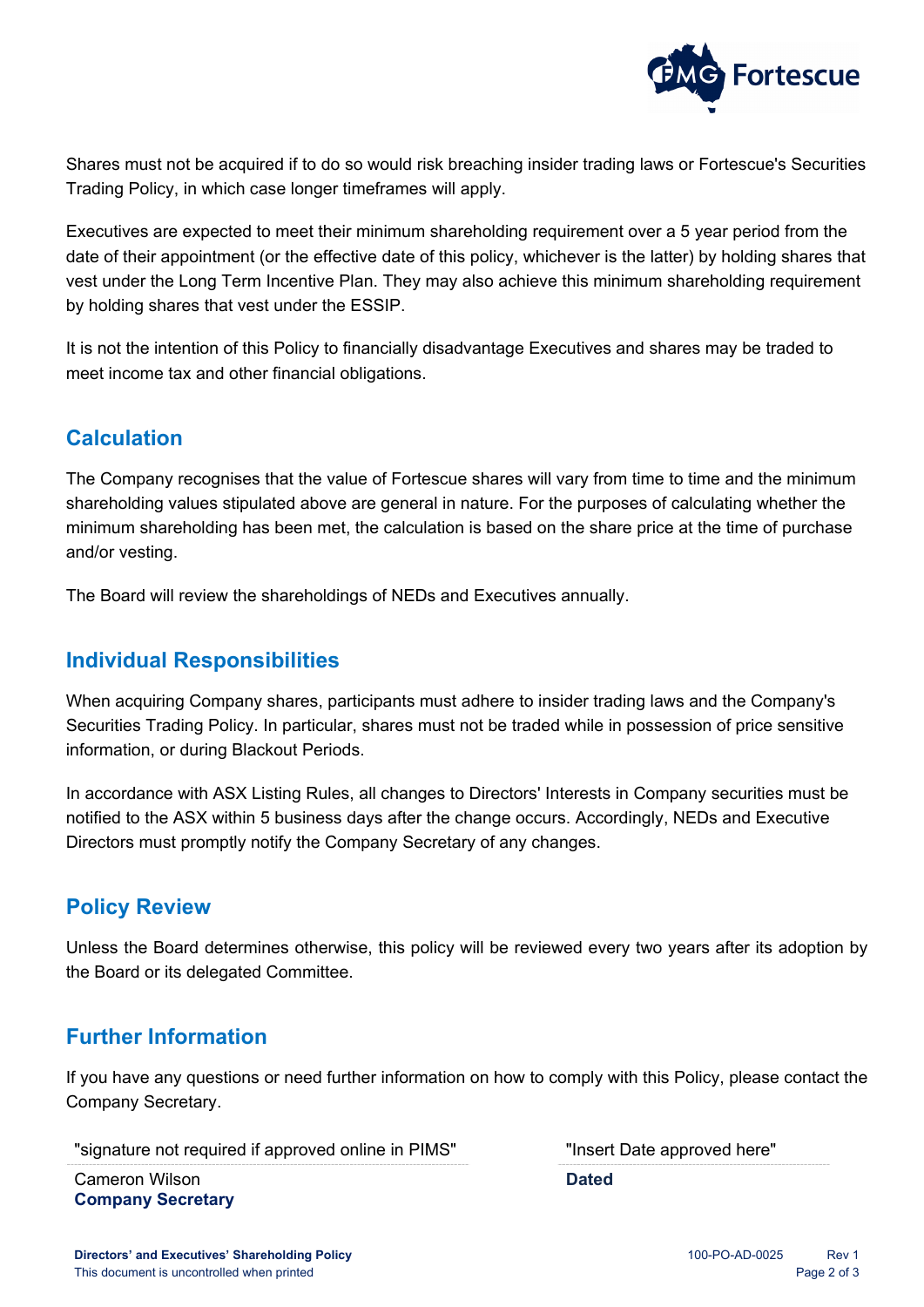Shares must not be acquired if to do so would risk breaching insider trading laws or Fortescue's Securities Trading Policy, in which case longer timeframes will apply.

Executives are expected to meet their minimum shareholding requirement over a 5 year period from the date of their appointment (or the effective date of this policy, whichever is the latter) by holding shares that vest under the Long Term Incentive Plan. They may also achieve this minimum shareholding requirement by holding shares that vest under the ESSIP.

It is not the intention of this Policy to financially disadvantage Executives and shares may be traded to meet income tax and other financial obligations.

## Calculation

The Company recognises that the value of Fortescue shares will vary from time to time and the minimum shareholding values stipulated above are general in nature. For the purposes of calculating whether the minimum shareholding has been met, the calculation is based on the share price at the time of purchase and/or vesting.

The Board will review the shareholdings of NEDs and Executives annually.

## Individual Responsibilities

When acquiring Company shares, participants must adhere to insider trading laws and the Company's Securities Trading Policy. In particular, shares must not be traded while in possession of price sensitive information, or during Blackout Periods.

In accordance with ASX Listing Rules, all changes to Directors' Interests in Company securities must be notified to the ASX within 5 business days after the change occurs. Accordingly, NEDs and Executive Directors must promptly notify the Company Secretary of any changes.

## Policy Review

Unless the Board determines otherwise, this policy will be reviewed every two years after its adoption by the Board or its delegated Committee.

## Further Information

If you have any questions or need further information on how to comply with this Policy, please contact the Company Secretary.

| | |
|---|---|
| "signature not required if approved online in PIMS" | "Insert Date approved here" |
| Cameron Wilson<br>**Company Secretary** | **Dated** |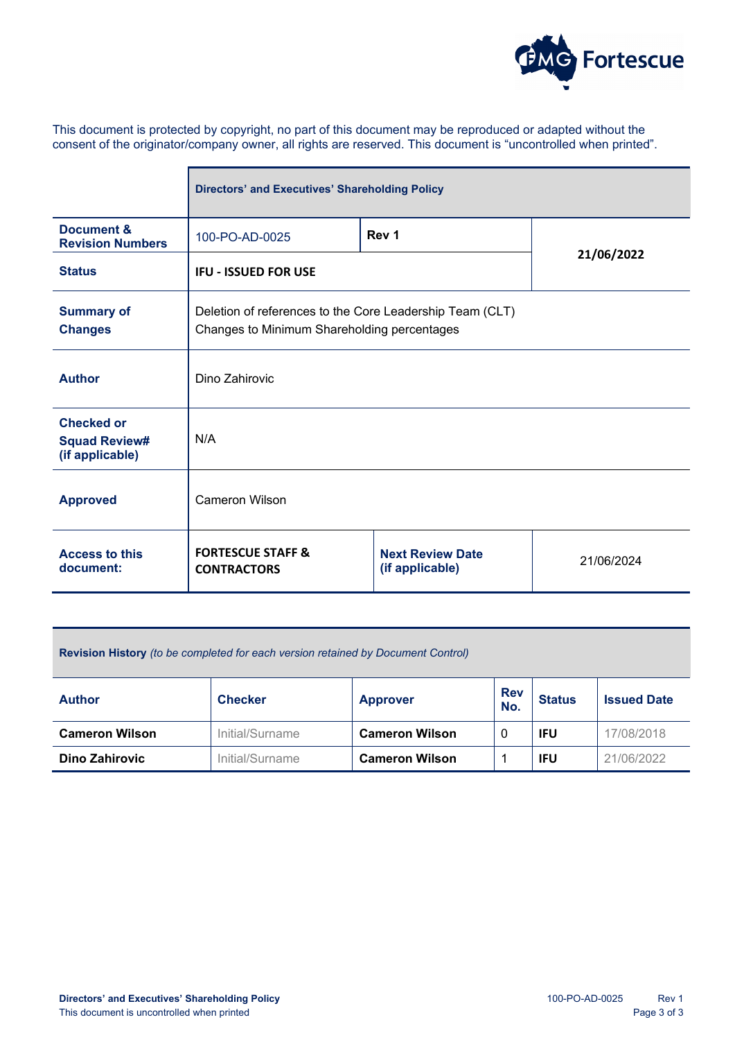This document is protected by copyright, no part of this document may be reproduced or adapted without the consent of the originator/company owner, all rights are reserved. This document is "uncontrolled when printed".

| | | | |
|---|---|---|---|
| | **Directors' and Executives' Shareholding Policy** | | |
| **Document & Revision Numbers** | 100-PO-AD-0025 | **Rev 1** | **21/06/2022** |
| **Status** | **IFU - ISSUED FOR USE** | | |
| **Summary of Changes** | Deletion of references to the Core Leadership Team (CLT)<br>Changes to Minimum Shareholding percentages | | |
| **Author** | Dino Zahirovic | | |
| **Checked or Squad Review# (if applicable)** | N/A | | |
| **Approved** | Cameron Wilson | | |
| **Access to this document:** | **FORTESCUE STAFF & CONTRACTORS** | **Next Review Date (if applicable)** | 21/06/2024 |

**Revision History** *(to be completed for each version retained by Document Control)*

| Author | Checker | Approver | Rev No. | Status | Issued Date |
|---|---|---|---|---|---|
| **Cameron Wilson** | Initial/Surname | **Cameron Wilson** | 0 | **IFU** | 17/08/2018 |
| **Dino Zahirovic** | Initial/Surname | **Cameron Wilson** | 1 | **IFU** | 21/06/2022 |